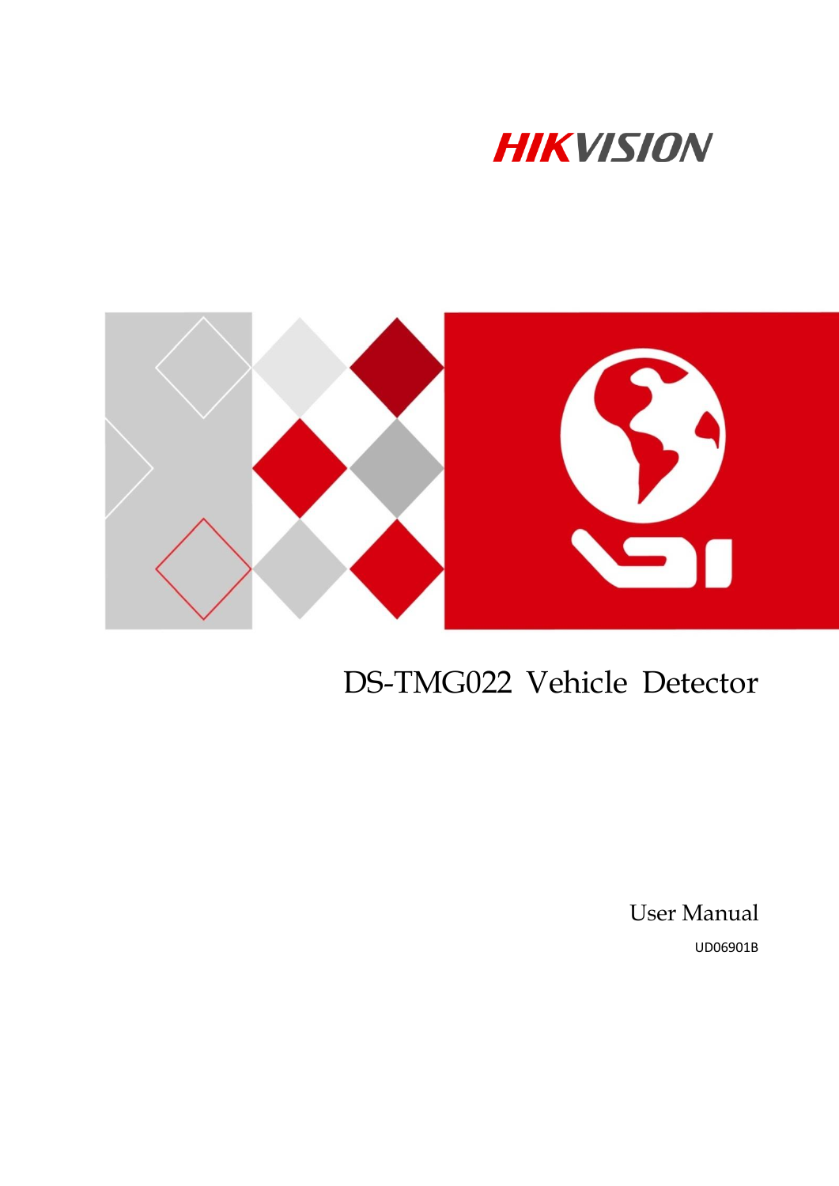HIKVISION

# DS-TMG022 Vehicle Detector

User Manual

UD06901B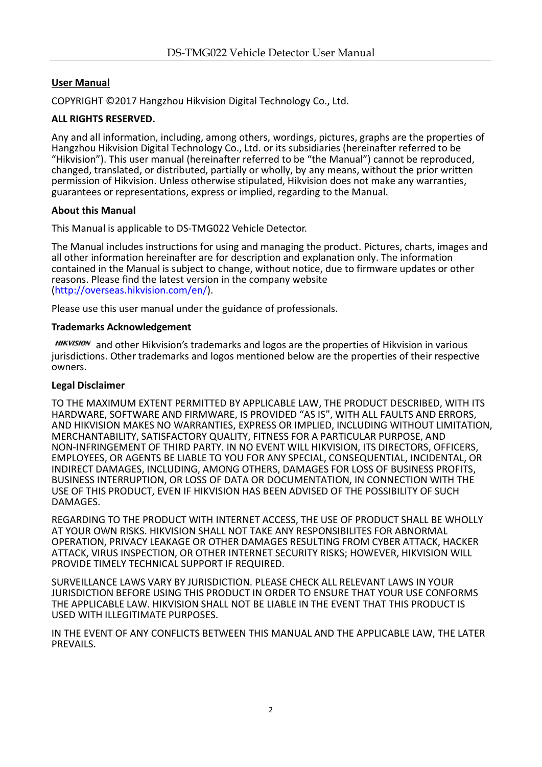**User Manual**

COPYRIGHT ©2017 Hangzhou Hikvision Digital Technology Co., Ltd.

**ALL RIGHTS RESERVED.**

Any and all information, including, among others, wordings, pictures, graphs are the properties of Hangzhou Hikvision Digital Technology Co., Ltd. or its subsidiaries (hereinafter referred to be "Hikvision"). This user manual (hereinafter referred to be "the Manual") cannot be reproduced, changed, translated, or distributed, partially or wholly, by any means, without the prior written permission of Hikvision. Unless otherwise stipulated, Hikvision does not make any warranties, guarantees or representations, express or implied, regarding to the Manual.

**About this Manual**

This Manual is applicable to DS-TMG022 Vehicle Detector.

The Manual includes instructions for using and managing the product. Pictures, charts, images and all other information hereinafter are for description and explanation only. The information contained in the Manual is subject to change, without notice, due to firmware updates or other reasons. Please find the latest version in the company website (http://overseas.hikvision.com/en/).

Please use this user manual under the guidance of professionals.

**Trademarks Acknowledgement**

HIKVISION and other Hikvision's trademarks and logos are the properties of Hikvision in various jurisdictions. Other trademarks and logos mentioned below are the properties of their respective owners.

**Legal Disclaimer**

TO THE MAXIMUM EXTENT PERMITTED BY APPLICABLE LAW, THE PRODUCT DESCRIBED, WITH ITS HARDWARE, SOFTWARE AND FIRMWARE, IS PROVIDED "AS IS", WITH ALL FAULTS AND ERRORS, AND HIKVISION MAKES NO WARRANTIES, EXPRESS OR IMPLIED, INCLUDING WITHOUT LIMITATION, MERCHANTABILITY, SATISFACTORY QUALITY, FITNESS FOR A PARTICULAR PURPOSE, AND NON-INFRINGEMENT OF THIRD PARTY. IN NO EVENT WILL HIKVISION, ITS DIRECTORS, OFFICERS, EMPLOYEES, OR AGENTS BE LIABLE TO YOU FOR ANY SPECIAL, CONSEQUENTIAL, INCIDENTAL, OR INDIRECT DAMAGES, INCLUDING, AMONG OTHERS, DAMAGES FOR LOSS OF BUSINESS PROFITS, BUSINESS INTERRUPTION, OR LOSS OF DATA OR DOCUMENTATION, IN CONNECTION WITH THE USE OF THIS PRODUCT, EVEN IF HIKVISION HAS BEEN ADVISED OF THE POSSIBILITY OF SUCH DAMAGES.

REGARDING TO THE PRODUCT WITH INTERNET ACCESS, THE USE OF PRODUCT SHALL BE WHOLLY AT YOUR OWN RISKS. HIKVISION SHALL NOT TAKE ANY RESPONSIBILITES FOR ABNORMAL OPERATION, PRIVACY LEAKAGE OR OTHER DAMAGES RESULTING FROM CYBER ATTACK, HACKER ATTACK, VIRUS INSPECTION, OR OTHER INTERNET SECURITY RISKS; HOWEVER, HIKVISION WILL PROVIDE TIMELY TECHNICAL SUPPORT IF REQUIRED.

SURVEILLANCE LAWS VARY BY JURISDICTION. PLEASE CHECK ALL RELEVANT LAWS IN YOUR JURISDICTION BEFORE USING THIS PRODUCT IN ORDER TO ENSURE THAT YOUR USE CONFORMS THE APPLICABLE LAW. HIKVISION SHALL NOT BE LIABLE IN THE EVENT THAT THIS PRODUCT IS USED WITH ILLEGITIMATE PURPOSES.

IN THE EVENT OF ANY CONFLICTS BETWEEN THIS MANUAL AND THE APPLICABLE LAW, THE LATER PREVAILS.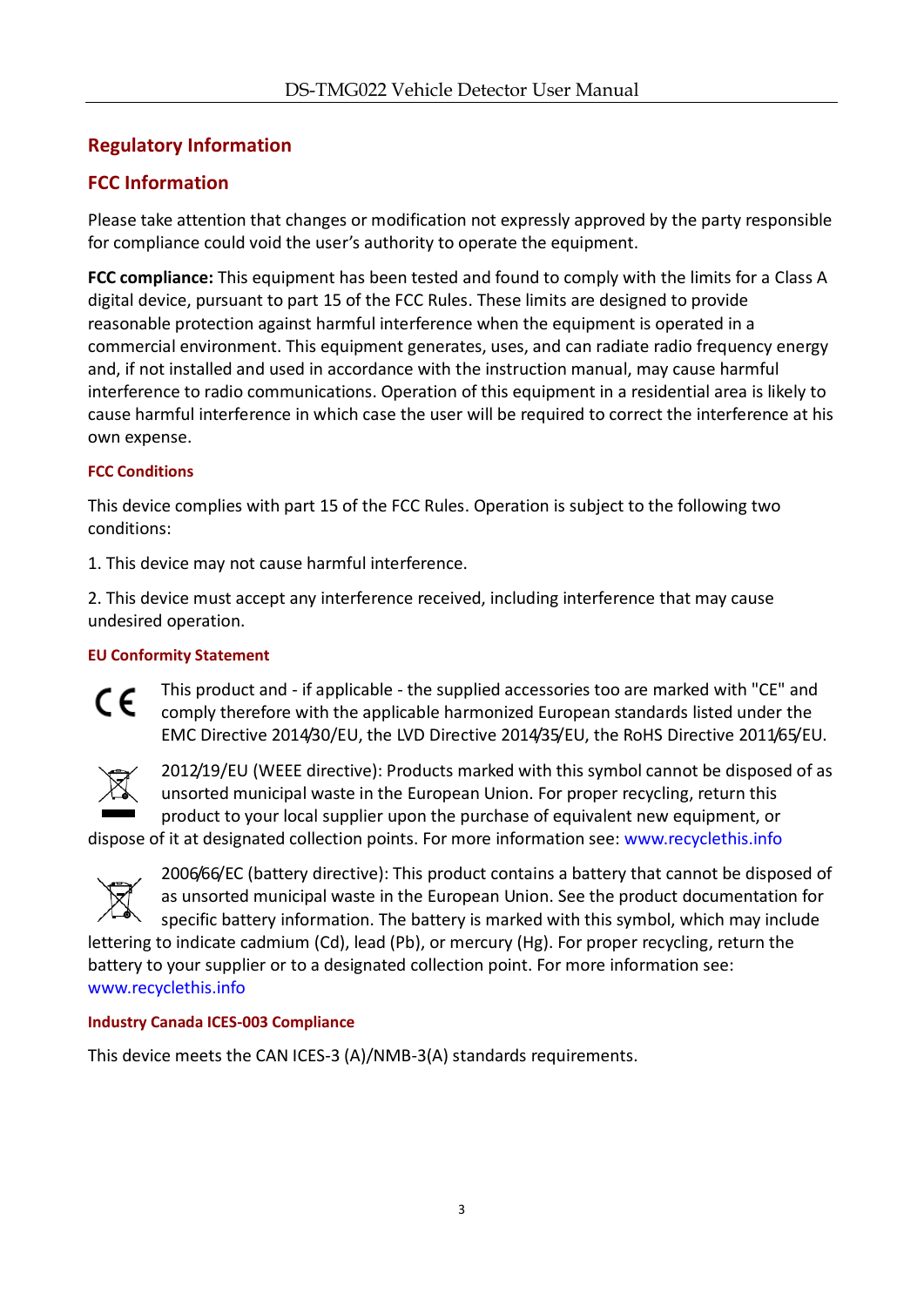# Regulatory Information

## FCC Information

Please take attention that changes or modification not expressly approved by the party responsible for compliance could void the user's authority to operate the equipment.

**FCC compliance:** This equipment has been tested and found to comply with the limits for a Class A digital device, pursuant to part 15 of the FCC Rules. These limits are designed to provide reasonable protection against harmful interference when the equipment is operated in a commercial environment. This equipment generates, uses, and can radiate radio frequency energy and, if not installed and used in accordance with the instruction manual, may cause harmful interference to radio communications. Operation of this equipment in a residential area is likely to cause harmful interference in which case the user will be required to correct the interference at his own expense.

### FCC Conditions

This device complies with part 15 of the FCC Rules. Operation is subject to the following two conditions:

1. This device may not cause harmful interference.

2. This device must accept any interference received, including interference that may cause undesired operation.

### EU Conformity Statement

This product and - if applicable - the supplied accessories too are marked with "CE" and comply therefore with the applicable harmonized European standards listed under the EMC Directive 2014/30/EU, the LVD Directive 2014/35/EU, the RoHS Directive 2011/65/EU.

2012/19/EU (WEEE directive): Products marked with this symbol cannot be disposed of as unsorted municipal waste in the European Union. For proper recycling, return this product to your local supplier upon the purchase of equivalent new equipment, or dispose of it at designated collection points. For more information see: www.recyclethis.info

2006/66/EC (battery directive): This product contains a battery that cannot be disposed of as unsorted municipal waste in the European Union. See the product documentation for specific battery information. The battery is marked with this symbol, which may include lettering to indicate cadmium (Cd), lead (Pb), or mercury (Hg). For proper recycling, return the battery to your supplier or to a designated collection point. For more information see: www.recyclethis.info

### Industry Canada ICES-003 Compliance

This device meets the CAN ICES-3 (A)/NMB-3(A) standards requirements.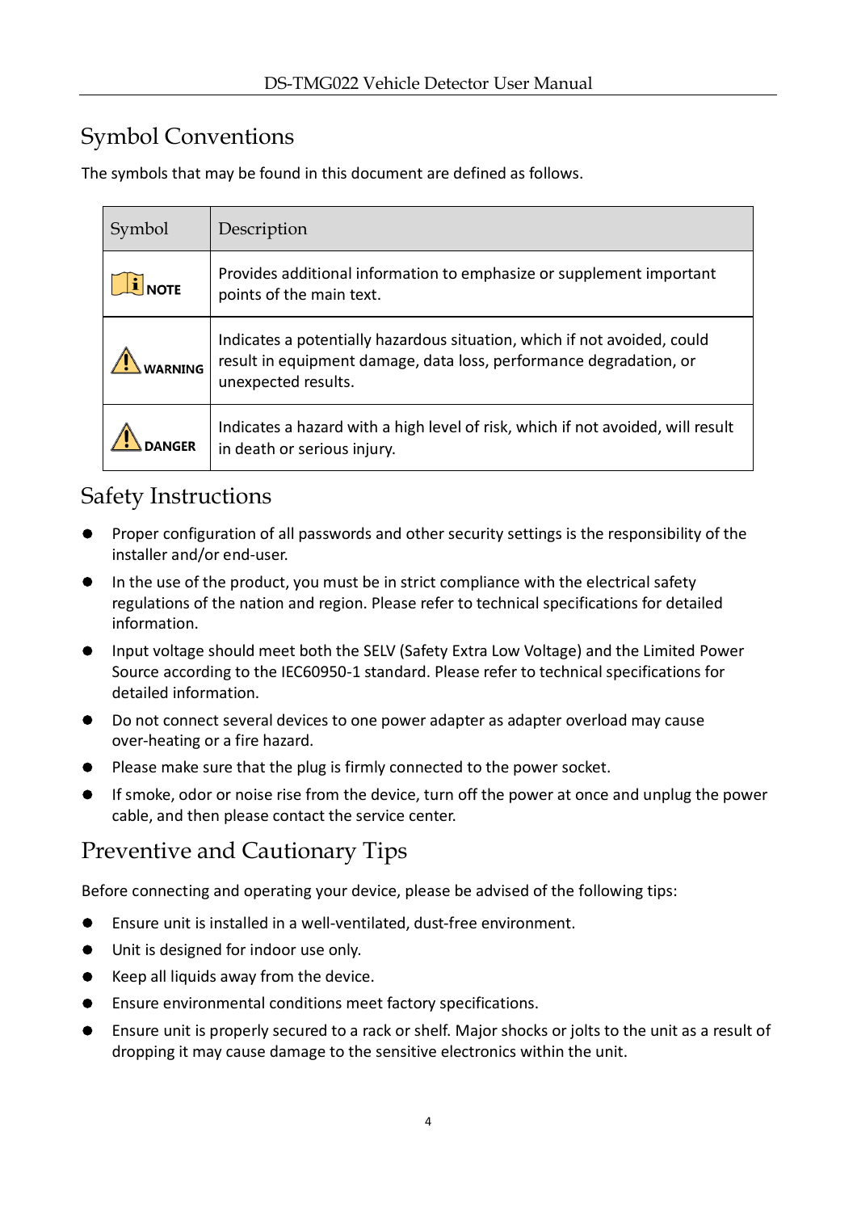## Symbol Conventions

The symbols that may be found in this document are defined as follows.

| Symbol | Description |
|---|---|
| NOTE | Provides additional information to emphasize or supplement important points of the main text. |
| WARNING | Indicates a potentially hazardous situation, which if not avoided, could result in equipment damage, data loss, performance degradation, or unexpected results. |
| DANGER | Indicates a hazard with a high level of risk, which if not avoided, will result in death or serious injury. |

## Safety Instructions

- Proper configuration of all passwords and other security settings is the responsibility of the installer and/or end-user.
- In the use of the product, you must be in strict compliance with the electrical safety regulations of the nation and region. Please refer to technical specifications for detailed information.
- Input voltage should meet both the SELV (Safety Extra Low Voltage) and the Limited Power Source according to the IEC60950-1 standard. Please refer to technical specifications for detailed information.
- Do not connect several devices to one power adapter as adapter overload may cause over-heating or a fire hazard.
- Please make sure that the plug is firmly connected to the power socket.
- If smoke, odor or noise rise from the device, turn off the power at once and unplug the power cable, and then please contact the service center.

## Preventive and Cautionary Tips

Before connecting and operating your device, please be advised of the following tips:

- Ensure unit is installed in a well-ventilated, dust-free environment.
- Unit is designed for indoor use only.
- Keep all liquids away from the device.
- Ensure environmental conditions meet factory specifications.
- Ensure unit is properly secured to a rack or shelf. Major shocks or jolts to the unit as a result of dropping it may cause damage to the sensitive electronics within the unit.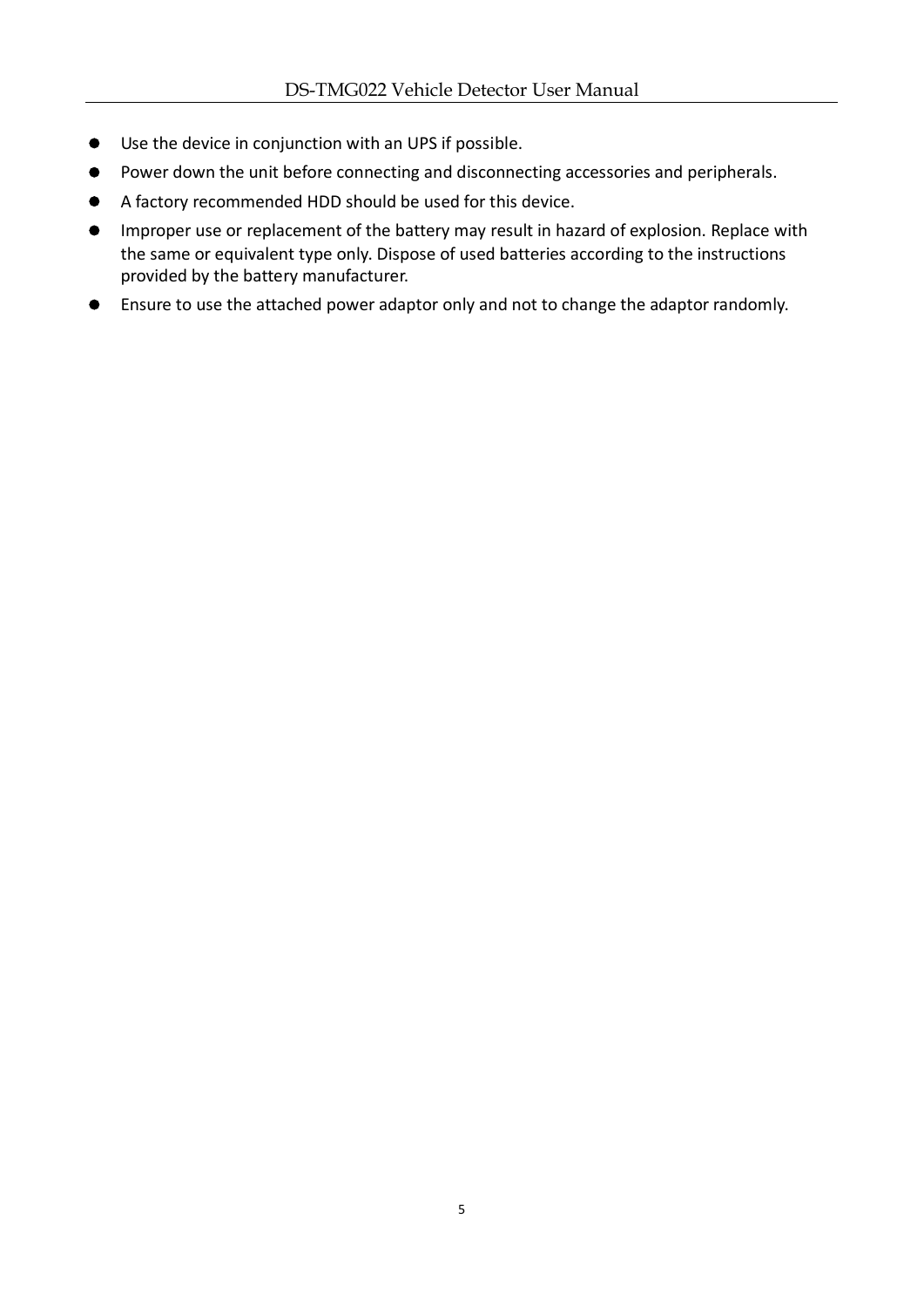- Use the device in conjunction with an UPS if possible.
- Power down the unit before connecting and disconnecting accessories and peripherals.
- A factory recommended HDD should be used for this device.
- Improper use or replacement of the battery may result in hazard of explosion. Replace with the same or equivalent type only. Dispose of used batteries according to the instructions provided by the battery manufacturer.
- Ensure to use the attached power adaptor only and not to change the adaptor randomly.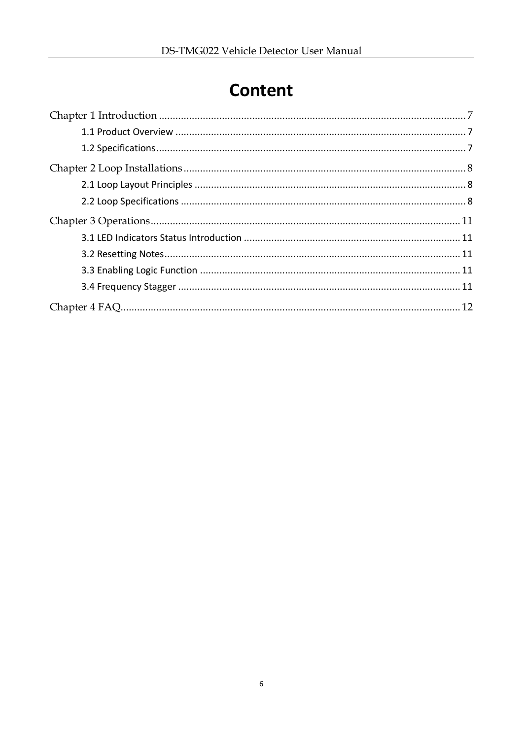# Content

Chapter 1 Introduction ........................................................................................................... 7

1.1 Product Overview ........................................................................................................ 7

1.2 Specifications ............................................................................................................... 7

Chapter 2 Loop Installations ................................................................................................... 8

2.1 Loop Layout Principles ................................................................................................. 8

2.2 Loop Specifications ...................................................................................................... 8

Chapter 3 Operations ............................................................................................................ 11

3.1 LED Indicators Status Introduction ............................................................................ 11

3.2 Resetting Notes .......................................................................................................... 11

3.3 Enabling Logic Function ............................................................................................. 11

3.4 Frequency Stagger ..................................................................................................... 11

Chapter 4 FAQ ........................................................................................................................ 12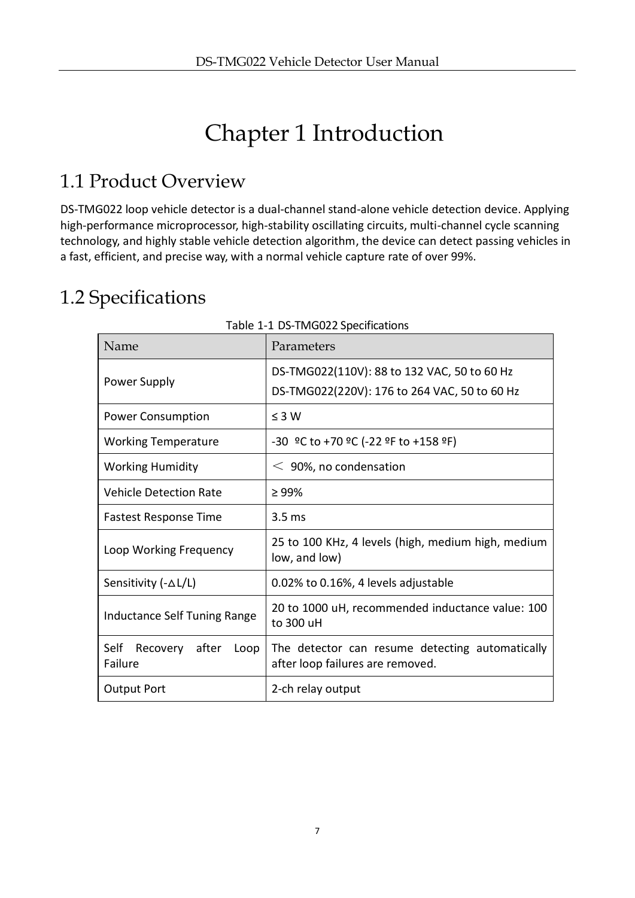# Chapter 1 Introduction

## 1.1 Product Overview

DS-TMG022 loop vehicle detector is a dual-channel stand-alone vehicle detection device. Applying high-performance microprocessor, high-stability oscillating circuits, multi-channel cycle scanning technology, and highly stable vehicle detection algorithm, the device can detect passing vehicles in a fast, efficient, and precise way, with a normal vehicle capture rate of over 99%.

## 1.2 Specifications

Table 1-1 DS-TMG022 Specifications

| Name | Parameters |
|---|---|
| Power Supply | DS-TMG022(110V): 88 to 132 VAC, 50 to 60 Hz<br>DS-TMG022(220V): 176 to 264 VAC, 50 to 60 Hz |
| Power Consumption | ≤ 3 W |
| Working Temperature | -30 ºC to +70 ºC (-22 ºF to +158 ºF) |
| Working Humidity | ＜ 90%, no condensation |
| Vehicle Detection Rate | ≥ 99% |
| Fastest Response Time | 3.5 ms |
| Loop Working Frequency | 25 to 100 KHz, 4 levels (high, medium high, medium low, and low) |
| Sensitivity (-△L/L) | 0.02% to 0.16%, 4 levels adjustable |
| Inductance Self Tuning Range | 20 to 1000 uH, recommended inductance value: 100 to 300 uH |
| Self Recovery after Loop Failure | The detector can resume detecting automatically after loop failures are removed. |
| Output Port | 2-ch relay output |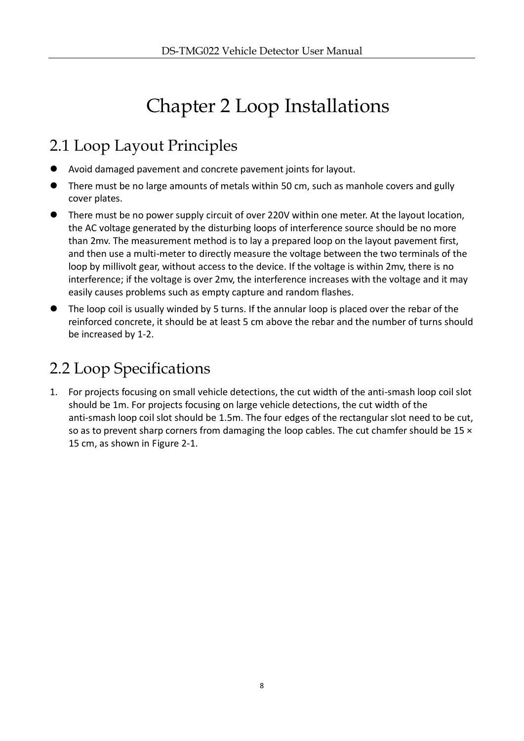# Chapter 2 Loop Installations

## 2.1 Loop Layout Principles

- Avoid damaged pavement and concrete pavement joints for layout.
- There must be no large amounts of metals within 50 cm, such as manhole covers and gully cover plates.
- There must be no power supply circuit of over 220V within one meter. At the layout location, the AC voltage generated by the disturbing loops of interference source should be no more than 2mv. The measurement method is to lay a prepared loop on the layout pavement first, and then use a multi-meter to directly measure the voltage between the two terminals of the loop by millivolt gear, without access to the device. If the voltage is within 2mv, there is no interference; if the voltage is over 2mv, the interference increases with the voltage and it may easily causes problems such as empty capture and random flashes.
- The loop coil is usually winded by 5 turns. If the annular loop is placed over the rebar of the reinforced concrete, it should be at least 5 cm above the rebar and the number of turns should be increased by 1-2.

## 2.2 Loop Specifications

1. For projects focusing on small vehicle detections, the cut width of the anti-smash loop coil slot should be 1m. For projects focusing on large vehicle detections, the cut width of the anti-smash loop coil slot should be 1.5m. The four edges of the rectangular slot need to be cut, so as to prevent sharp corners from damaging the loop cables. The cut chamfer should be 15 × 15 cm, as shown in Figure 2-1.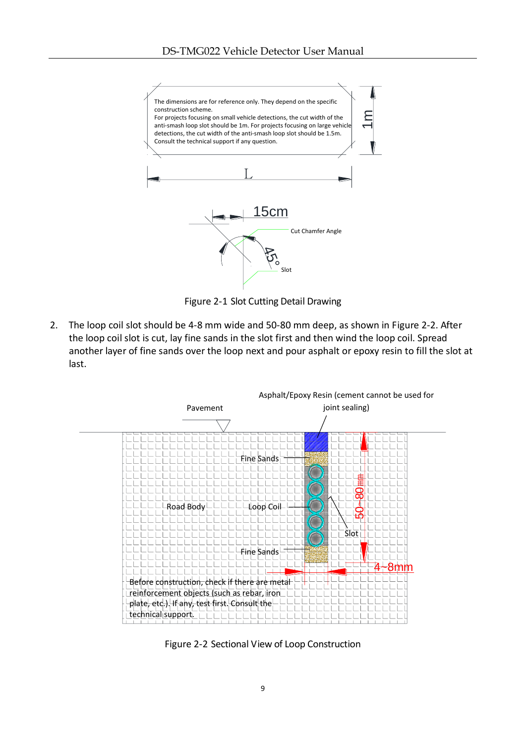The dimensions are for reference only. They depend on the specific construction scheme.
For projects focusing on small vehicle detections, the cut width of the anti-smash loop slot should be 1m. For projects focusing on large vehicle detections, the cut width of the anti-smash loop slot should be 1.5m.
Consult the technical support if any question.

1m

L

15cm

Cut Chamfer Angle

45°

Slot

Figure 2-1 Slot Cutting Detail Drawing

2. The loop coil slot should be 4-8 mm wide and 50-80 mm deep, as shown in Figure 2-2. After the loop coil slot is cut, lay fine sands in the slot first and then wind the loop coil. Spread another layer of fine sands over the loop next and pour asphalt or epoxy resin to fill the slot at last.

Asphalt/Epoxy Resin (cement cannot be used for joint sealing)

Pavement

Fine Sands

Road Body

Loop Coil

50~80mm

Slot

Fine Sands

4~8mm

Before construction, check if there are metal reinforcement objects (such as rebar, iron plate, etc.). If any, test first. Consult the technical support.

Figure 2-2 Sectional View of Loop Construction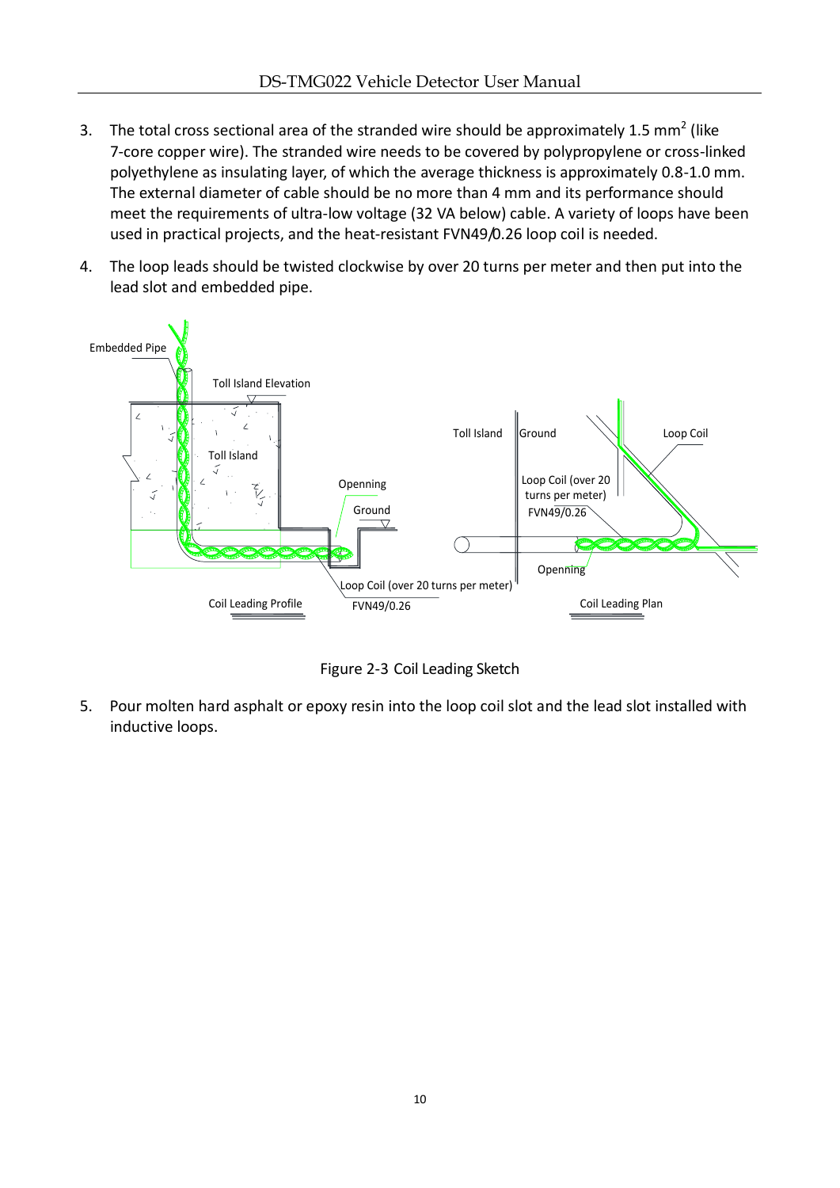3. The total cross sectional area of the stranded wire should be approximately 1.5 $mm^2$ (like 7-core copper wire). The stranded wire needs to be covered by polypropylene or cross-linked polyethylene as insulating layer, of which the average thickness is approximately 0.8-1.0 mm. The external diameter of cable should be no more than 4 mm and its performance should meet the requirements of ultra-low voltage (32 VA below) cable. A variety of loops have been used in practical projects, and the heat-resistant FVN49/0.26 loop coil is needed.
4. The loop leads should be twisted clockwise by over 20 turns per meter and then put into the lead slot and embedded pipe.

Figure 2-3 Coil Leading Sketch

5. Pour molten hard asphalt or epoxy resin into the loop coil slot and the lead slot installed with inductive loops.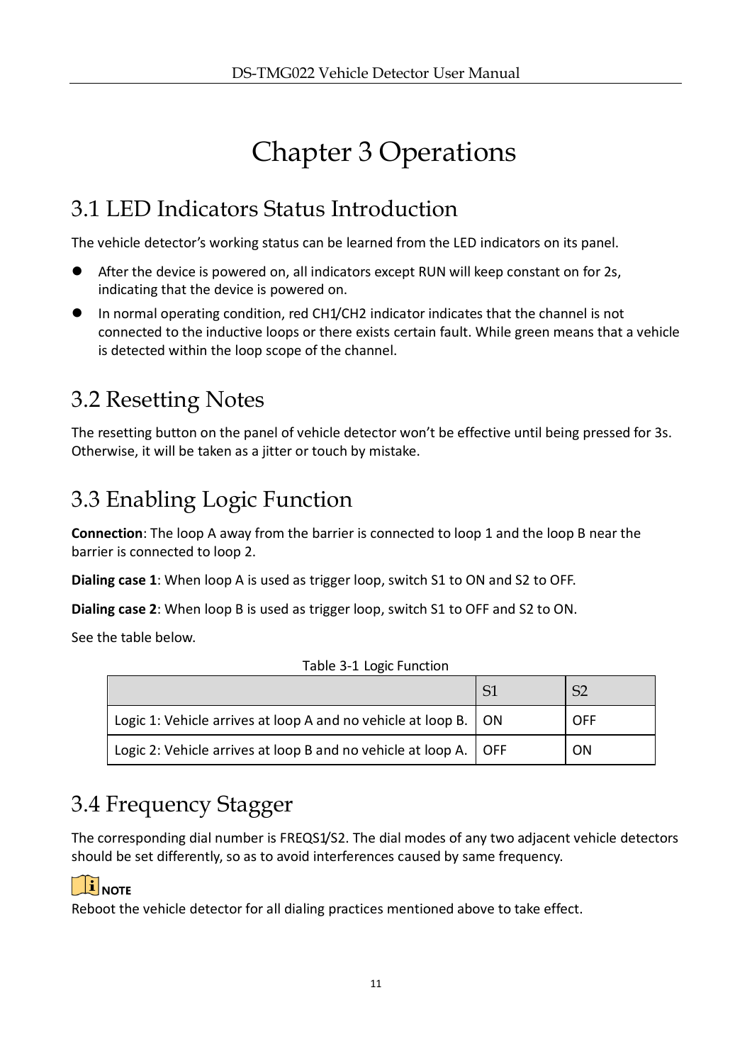# Chapter 3 Operations

## 3.1 LED Indicators Status Introduction

The vehicle detector's working status can be learned from the LED indicators on its panel.

- After the device is powered on, all indicators except RUN will keep constant on for 2s, indicating that the device is powered on.
- In normal operating condition, red CH1/CH2 indicator indicates that the channel is not connected to the inductive loops or there exists certain fault. While green means that a vehicle is detected within the loop scope of the channel.

## 3.2 Resetting Notes

The resetting button on the panel of vehicle detector won't be effective until being pressed for 3s. Otherwise, it will be taken as a jitter or touch by mistake.

## 3.3 Enabling Logic Function

**Connection**: The loop A away from the barrier is connected to loop 1 and the loop B near the barrier is connected to loop 2.

**Dialing case 1**: When loop A is used as trigger loop, switch S1 to ON and S2 to OFF.

**Dialing case 2**: When loop B is used as trigger loop, switch S1 to OFF and S2 to ON.

See the table below.

Table 3-1 Logic Function

| | S1 | S2 |
|---|---|---|
| Logic 1: Vehicle arrives at loop A and no vehicle at loop B. | ON | OFF |
| Logic 2: Vehicle arrives at loop B and no vehicle at loop A. | OFF | ON |

## 3.4 Frequency Stagger

The corresponding dial number is FREQS1/S2. The dial modes of any two adjacent vehicle detectors should be set differently, so as to avoid interferences caused by same frequency.

**NOTE**

Reboot the vehicle detector for all dialing practices mentioned above to take effect.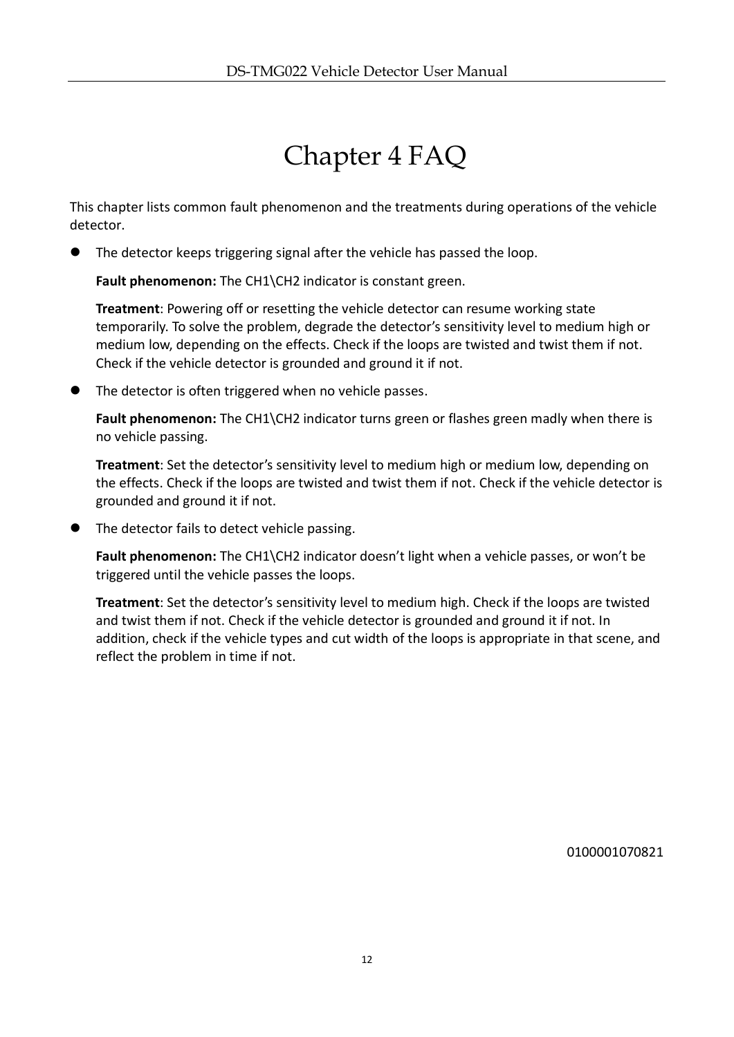# Chapter 4 FAQ

This chapter lists common fault phenomenon and the treatments during operations of the vehicle detector.

- The detector keeps triggering signal after the vehicle has passed the loop.

  **Fault phenomenon:** The CH1\CH2 indicator is constant green.

  **Treatment**: Powering off or resetting the vehicle detector can resume working state temporarily. To solve the problem, degrade the detector's sensitivity level to medium high or medium low, depending on the effects. Check if the loops are twisted and twist them if not. Check if the vehicle detector is grounded and ground it if not.

- The detector is often triggered when no vehicle passes.

  **Fault phenomenon:** The CH1\CH2 indicator turns green or flashes green madly when there is no vehicle passing.

  **Treatment**: Set the detector's sensitivity level to medium high or medium low, depending on the effects. Check if the loops are twisted and twist them if not. Check if the vehicle detector is grounded and ground it if not.

- The detector fails to detect vehicle passing.

  **Fault phenomenon:** The CH1\CH2 indicator doesn't light when a vehicle passes, or won't be triggered until the vehicle passes the loops.

  **Treatment**: Set the detector's sensitivity level to medium high. Check if the loops are twisted and twist them if not. Check if the vehicle detector is grounded and ground it if not. In addition, check if the vehicle types and cut width of the loops is appropriate in that scene, and reflect the problem in time if not.

0100001070821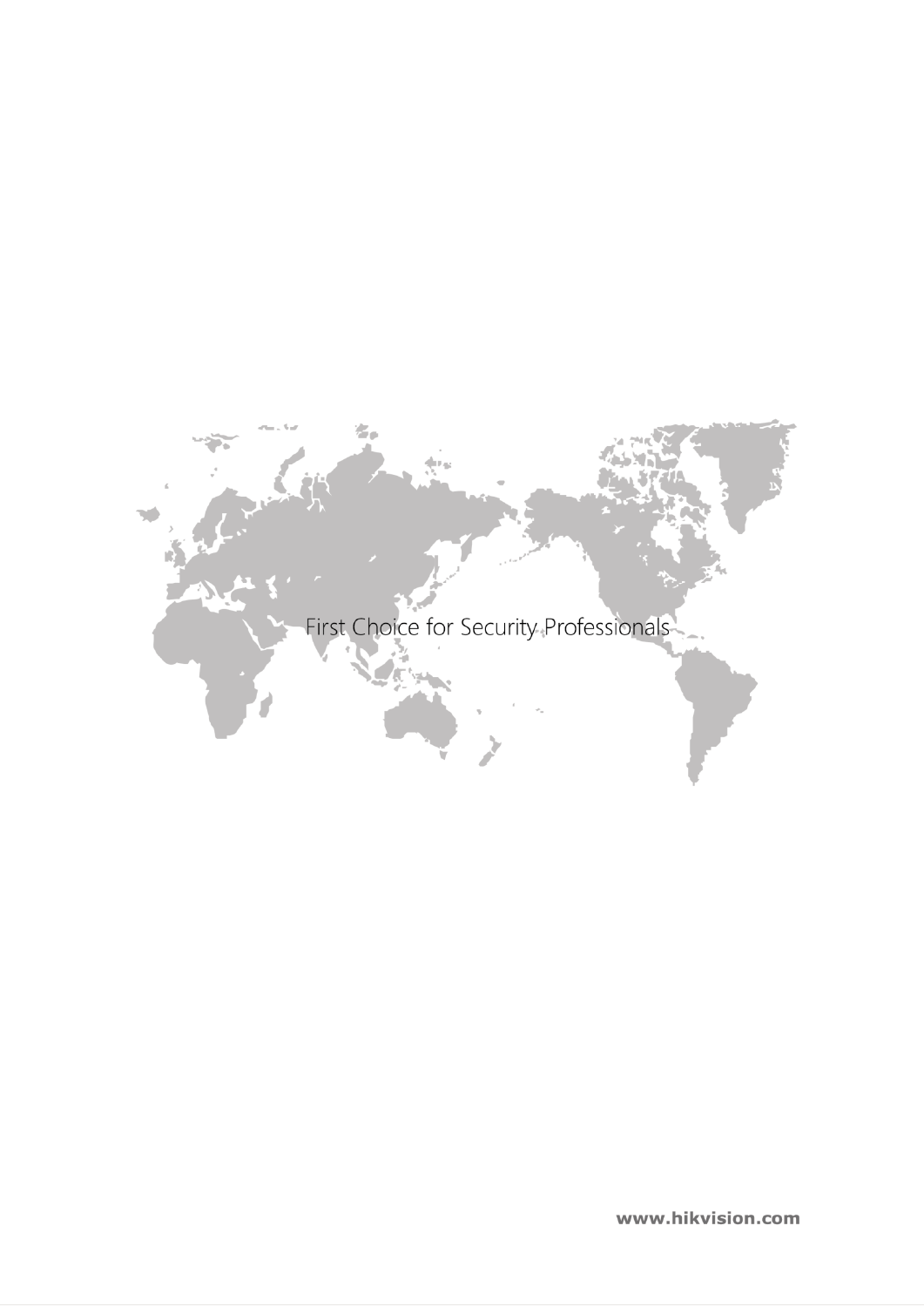First Choice for Security Professionals

www.hikvision.com